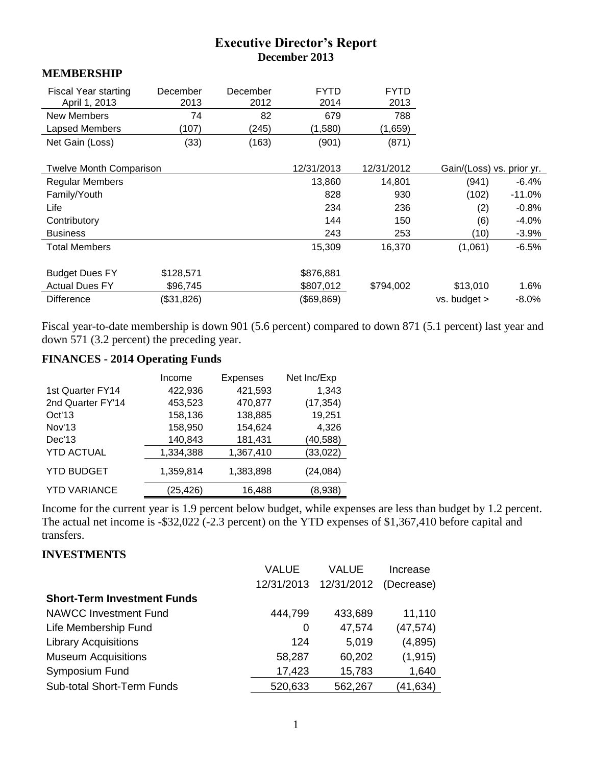# Executive Director's Report

## December 2013

### MEMBERSHIP

| Fiscal Year starting April 1, 2013 | December 2013 | December 2012 | FYTD 2014 | FYTD 2013 |
|---|---|---|---|---|
| New Members | 74 | 82 | 679 | 788 |
| Lapsed Members | (107) | (245) | (1,580) | (1,659) |
| Net Gain (Loss) | (33) | (163) | (901) | (871) |

| Twelve Month Comparison | | 12/31/2013 | 12/31/2012 | Gain/(Loss) vs. prior yr. | |
|---|---|---|---|---|---|
| Regular Members | | 13,860 | 14,801 | (941) | -6.4% |
| Family/Youth | | 828 | 930 | (102) | -11.0% |
| Life | | 234 | 236 | (2) | -0.8% |
| Contributory | | 144 | 150 | (6) | -4.0% |
| Business | | 243 | 253 | (10) | -3.9% |
| Total Members | | 15,309 | 16,370 | (1,061) | -6.5% |
| | | | | | |
| Budget Dues FY | $128,571 | $876,881 | | | |
| Actual Dues FY | $96,745 | $807,012 | $794,002 | $13,010 | 1.6% |
| Difference | ($31,826) | ($69,869) | | vs. budget > | -8.0% |

Fiscal year-to-date membership is down 901 (5.6 percent) compared to down 871 (5.1 percent) last year and down 571 (3.2 percent) the preceding year.

### FINANCES - 2014 Operating Funds

| | Income | Expenses | Net Inc/Exp |
|---|---|---|---|
| 1st Quarter FY14 | 422,936 | 421,593 | 1,343 |
| 2nd Quarter FY'14 | 453,523 | 470,877 | (17,354) |
| Oct'13 | 158,136 | 138,885 | 19,251 |
| Nov'13 | 158,950 | 154,624 | 4,326 |
| Dec'13 | 140,843 | 181,431 | (40,588) |
| YTD ACTUAL | 1,334,388 | 1,367,410 | (33,022) |
| YTD BUDGET | 1,359,814 | 1,383,898 | (24,084) |
| YTD VARIANCE | (25,426) | 16,488 | (8,938) |

Income for the current year is 1.9 percent below budget, while expenses are less than budget by 1.2 percent. The actual net income is -$32,022 (-2.3 percent) on the YTD expenses of $1,367,410 before capital and transfers.

### INVESTMENTS

| | VALUE 12/31/2013 | VALUE 12/31/2012 | Increase (Decrease) |
|---|---|---|---|
| **Short-Term Investment Funds** | | | |
| NAWCC Investment Fund | 444,799 | 433,689 | 11,110 |
| Life Membership Fund | 0 | 47,574 | (47,574) |
| Library Acquisitions | 124 | 5,019 | (4,895) |
| Museum Acquisitions | 58,287 | 60,202 | (1,915) |
| Symposium Fund | 17,423 | 15,783 | 1,640 |
| Sub-total Short-Term Funds | 520,633 | 562,267 | (41,634) |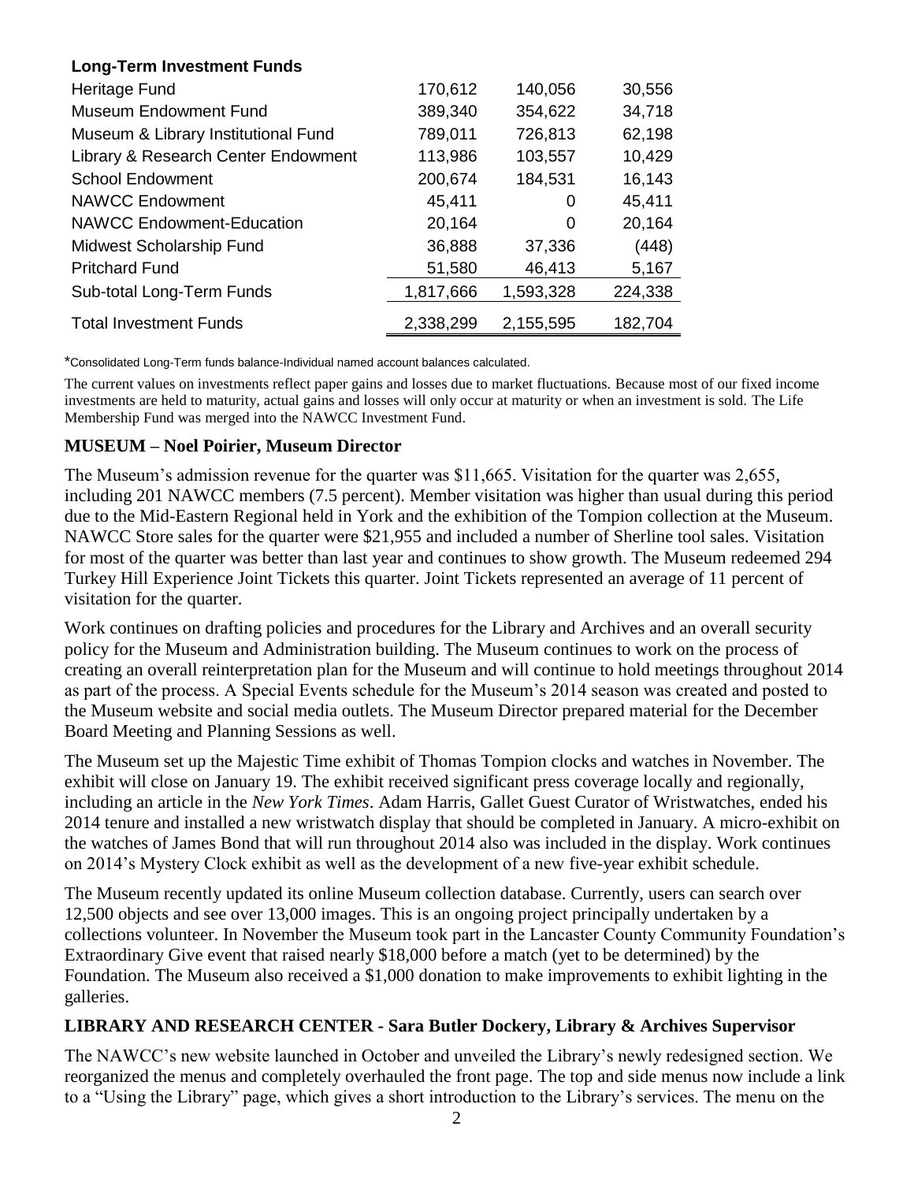| Long-Term Investment Funds | | | |
|---|---|---|---|
| Heritage Fund | 170,612 | 140,056 | 30,556 |
| Museum Endowment Fund | 389,340 | 354,622 | 34,718 |
| Museum & Library Institutional Fund | 789,011 | 726,813 | 62,198 |
| Library & Research Center Endowment | 113,986 | 103,557 | 10,429 |
| School Endowment | 200,674 | 184,531 | 16,143 |
| NAWCC Endowment | 45,411 | 0 | 45,411 |
| NAWCC Endowment-Education | 20,164 | 0 | 20,164 |
| Midwest Scholarship Fund | 36,888 | 37,336 | (448) |
| Pritchard Fund | 51,580 | 46,413 | 5,167 |
| Sub-total Long-Term Funds | 1,817,666 | 1,593,328 | 224,338 |
| Total Investment Funds | 2,338,299 | 2,155,595 | 182,704 |

*Consolidated Long-Term funds balance-Individual named account balances calculated.

The current values on investments reflect paper gains and losses due to market fluctuations. Because most of our fixed income investments are held to maturity, actual gains and losses will only occur at maturity or when an investment is sold. The Life Membership Fund was merged into the NAWCC Investment Fund.

## MUSEUM – Noel Poirier, Museum Director

The Museum's admission revenue for the quarter was $11,665. Visitation for the quarter was 2,655, including 201 NAWCC members (7.5 percent). Member visitation was higher than usual during this period due to the Mid-Eastern Regional held in York and the exhibition of the Tompion collection at the Museum. NAWCC Store sales for the quarter were $21,955 and included a number of Sherline tool sales. Visitation for most of the quarter was better than last year and continues to show growth. The Museum redeemed 294 Turkey Hill Experience Joint Tickets this quarter. Joint Tickets represented an average of 11 percent of visitation for the quarter.

Work continues on drafting policies and procedures for the Library and Archives and an overall security policy for the Museum and Administration building. The Museum continues to work on the process of creating an overall reinterpretation plan for the Museum and will continue to hold meetings throughout 2014 as part of the process. A Special Events schedule for the Museum's 2014 season was created and posted to the Museum website and social media outlets. The Museum Director prepared material for the December Board Meeting and Planning Sessions as well.

The Museum set up the Majestic Time exhibit of Thomas Tompion clocks and watches in November. The exhibit will close on January 19. The exhibit received significant press coverage locally and regionally, including an article in the *New York Times*. Adam Harris, Gallet Guest Curator of Wristwatches, ended his 2014 tenure and installed a new wristwatch display that should be completed in January. A micro-exhibit on the watches of James Bond that will run throughout 2014 also was included in the display. Work continues on 2014's Mystery Clock exhibit as well as the development of a new five-year exhibit schedule.

The Museum recently updated its online Museum collection database. Currently, users can search over 12,500 objects and see over 13,000 images. This is an ongoing project principally undertaken by a collections volunteer. In November the Museum took part in the Lancaster County Community Foundation's Extraordinary Give event that raised nearly $18,000 before a match (yet to be determined) by the Foundation. The Museum also received a $1,000 donation to make improvements to exhibit lighting in the galleries.

## LIBRARY AND RESEARCH CENTER - Sara Butler Dockery, Library & Archives Supervisor

The NAWCC's new website launched in October and unveiled the Library's newly redesigned section. We reorganized the menus and completely overhauled the front page. The top and side menus now include a link to a "Using the Library" page, which gives a short introduction to the Library's services. The menu on the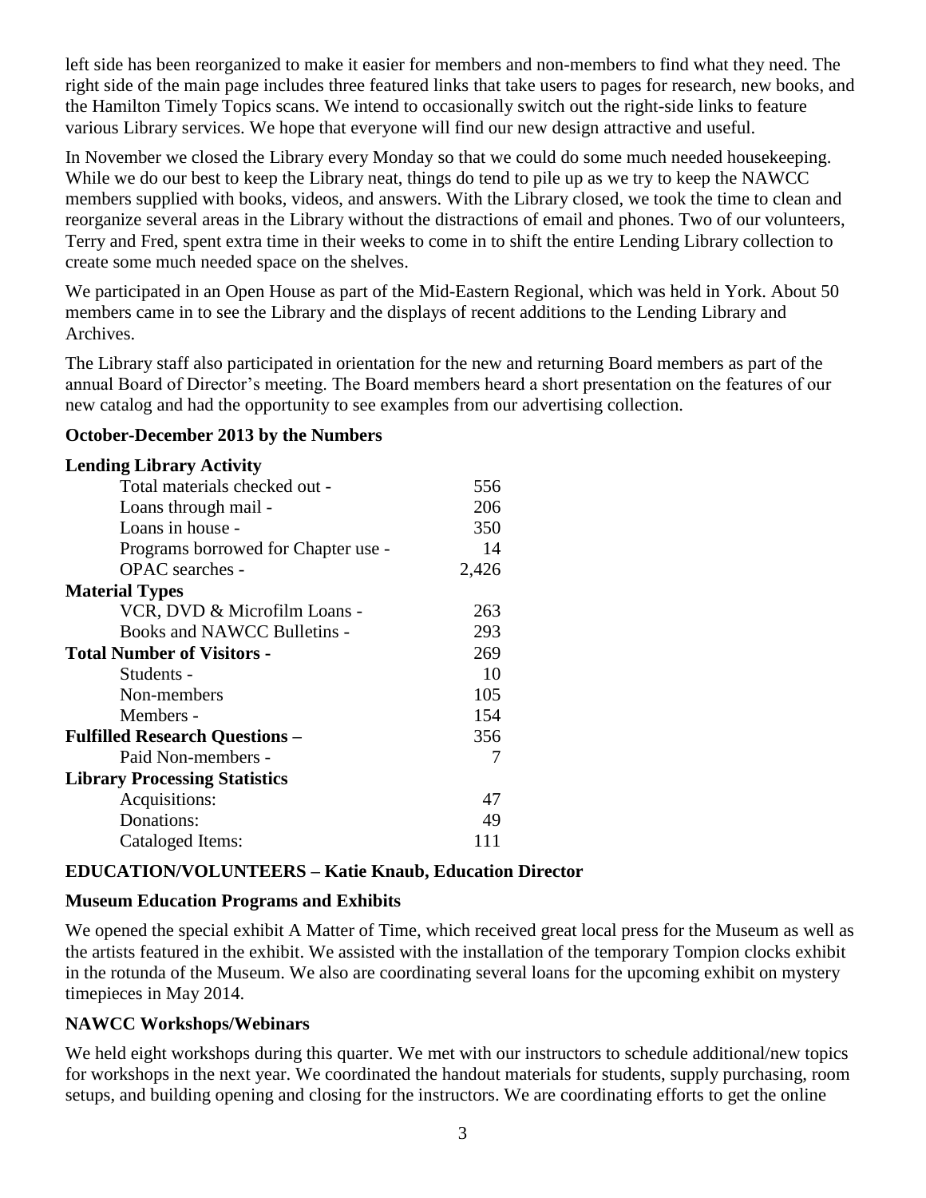left side has been reorganized to make it easier for members and non-members to find what they need. The right side of the main page includes three featured links that take users to pages for research, new books, and the Hamilton Timely Topics scans. We intend to occasionally switch out the right-side links to feature various Library services. We hope that everyone will find our new design attractive and useful.

In November we closed the Library every Monday so that we could do some much needed housekeeping. While we do our best to keep the Library neat, things do tend to pile up as we try to keep the NAWCC members supplied with books, videos, and answers. With the Library closed, we took the time to clean and reorganize several areas in the Library without the distractions of email and phones. Two of our volunteers, Terry and Fred, spent extra time in their weeks to come in to shift the entire Lending Library collection to create some much needed space on the shelves.

We participated in an Open House as part of the Mid-Eastern Regional, which was held in York. About 50 members came in to see the Library and the displays of recent additions to the Lending Library and Archives.

The Library staff also participated in orientation for the new and returning Board members as part of the annual Board of Director's meeting. The Board members heard a short presentation on the features of our new catalog and had the opportunity to see examples from our advertising collection.

**October-December 2013 by the Numbers**

| | |
|---|---|
| **Lending Library Activity** | |
| Total materials checked out - | 556 |
| Loans through mail - | 206 |
| Loans in house - | 350 |
| Programs borrowed for Chapter use - | 14 |
| OPAC searches - | 2,426 |
| **Material Types** | |
| VCR, DVD & Microfilm Loans - | 263 |
| Books and NAWCC Bulletins - | 293 |
| **Total Number of Visitors -** | 269 |
| Students - | 10 |
| Non-members | 105 |
| Members - | 154 |
| **Fulfilled Research Questions –** | 356 |
| Paid Non-members - | 7 |
| **Library Processing Statistics** | |
| Acquisitions: | 47 |
| Donations: | 49 |
| Cataloged Items: | 111 |

## EDUCATION/VOLUNTEERS – Katie Knaub, Education Director

### Museum Education Programs and Exhibits

We opened the special exhibit A Matter of Time, which received great local press for the Museum as well as the artists featured in the exhibit. We assisted with the installation of the temporary Tompion clocks exhibit in the rotunda of the Museum. We also are coordinating several loans for the upcoming exhibit on mystery timepieces in May 2014.

### NAWCC Workshops/Webinars

We held eight workshops during this quarter. We met with our instructors to schedule additional/new topics for workshops in the next year. We coordinated the handout materials for students, supply purchasing, room setups, and building opening and closing for the instructors. We are coordinating efforts to get the online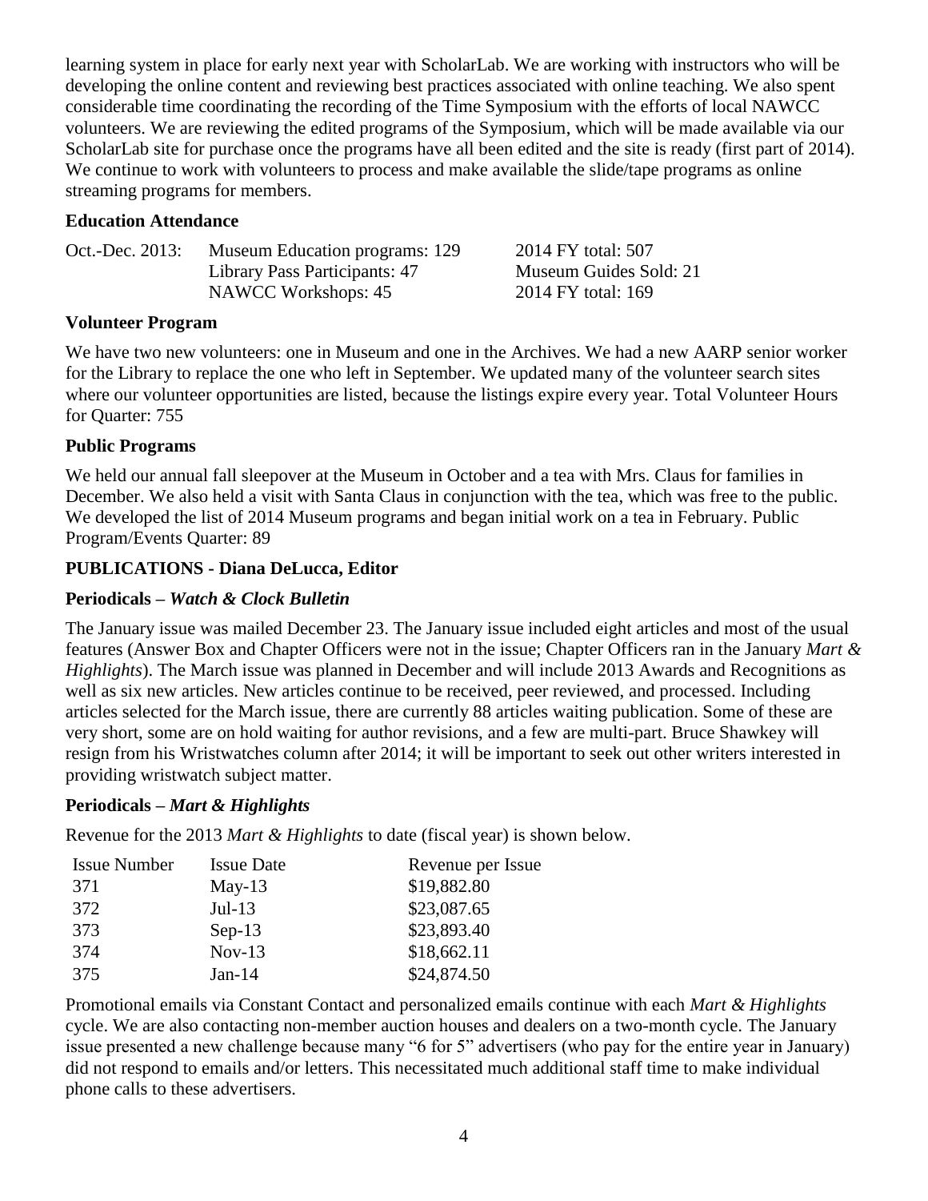learning system in place for early next year with ScholarLab. We are working with instructors who will be developing the online content and reviewing best practices associated with online teaching. We also spent considerable time coordinating the recording of the Time Symposium with the efforts of local NAWCC volunteers. We are reviewing the edited programs of the Symposium, which will be made available via our ScholarLab site for purchase once the programs have all been edited and the site is ready (first part of 2014). We continue to work with volunteers to process and make available the slide/tape programs as online streaming programs for members.

**Education Attendance**

| | | |
|---|---|---|
| Oct.-Dec. 2013: | Museum Education programs: 129 | 2014 FY total: 507 |
| | Library Pass Participants: 47 | Museum Guides Sold: 21 |
| | NAWCC Workshops: 45 | 2014 FY total: 169 |

**Volunteer Program**

We have two new volunteers: one in Museum and one in the Archives. We had a new AARP senior worker for the Library to replace the one who left in September. We updated many of the volunteer search sites where our volunteer opportunities are listed, because the listings expire every year. Total Volunteer Hours for Quarter: 755

**Public Programs**

We held our annual fall sleepover at the Museum in October and a tea with Mrs. Claus for families in December. We also held a visit with Santa Claus in conjunction with the tea, which was free to the public. We developed the list of 2014 Museum programs and began initial work on a tea in February. Public Program/Events Quarter: 89

**PUBLICATIONS - Diana DeLucca, Editor**

**Periodicals – *Watch & Clock Bulletin***

The January issue was mailed December 23. The January issue included eight articles and most of the usual features (Answer Box and Chapter Officers were not in the issue; Chapter Officers ran in the January *Mart & Highlights*). The March issue was planned in December and will include 2013 Awards and Recognitions as well as six new articles. New articles continue to be received, peer reviewed, and processed. Including articles selected for the March issue, there are currently 88 articles waiting publication. Some of these are very short, some are on hold waiting for author revisions, and a few are multi-part. Bruce Shawkey will resign from his Wristwatches column after 2014; it will be important to seek out other writers interested in providing wristwatch subject matter.

**Periodicals – *Mart & Highlights***

Revenue for the 2013 *Mart & Highlights* to date (fiscal year) is shown below.

| Issue Number | Issue Date | Revenue per Issue |
|---|---|---|
| 371 | May-13 | $19,882.80 |
| 372 | Jul-13 | $23,087.65 |
| 373 | Sep-13 | $23,893.40 |
| 374 | Nov-13 | $18,662.11 |
| 375 | Jan-14 | $24,874.50 |

Promotional emails via Constant Contact and personalized emails continue with each *Mart & Highlights* cycle. We are also contacting non-member auction houses and dealers on a two-month cycle. The January issue presented a new challenge because many "6 for 5" advertisers (who pay for the entire year in January) did not respond to emails and/or letters. This necessitated much additional staff time to make individual phone calls to these advertisers.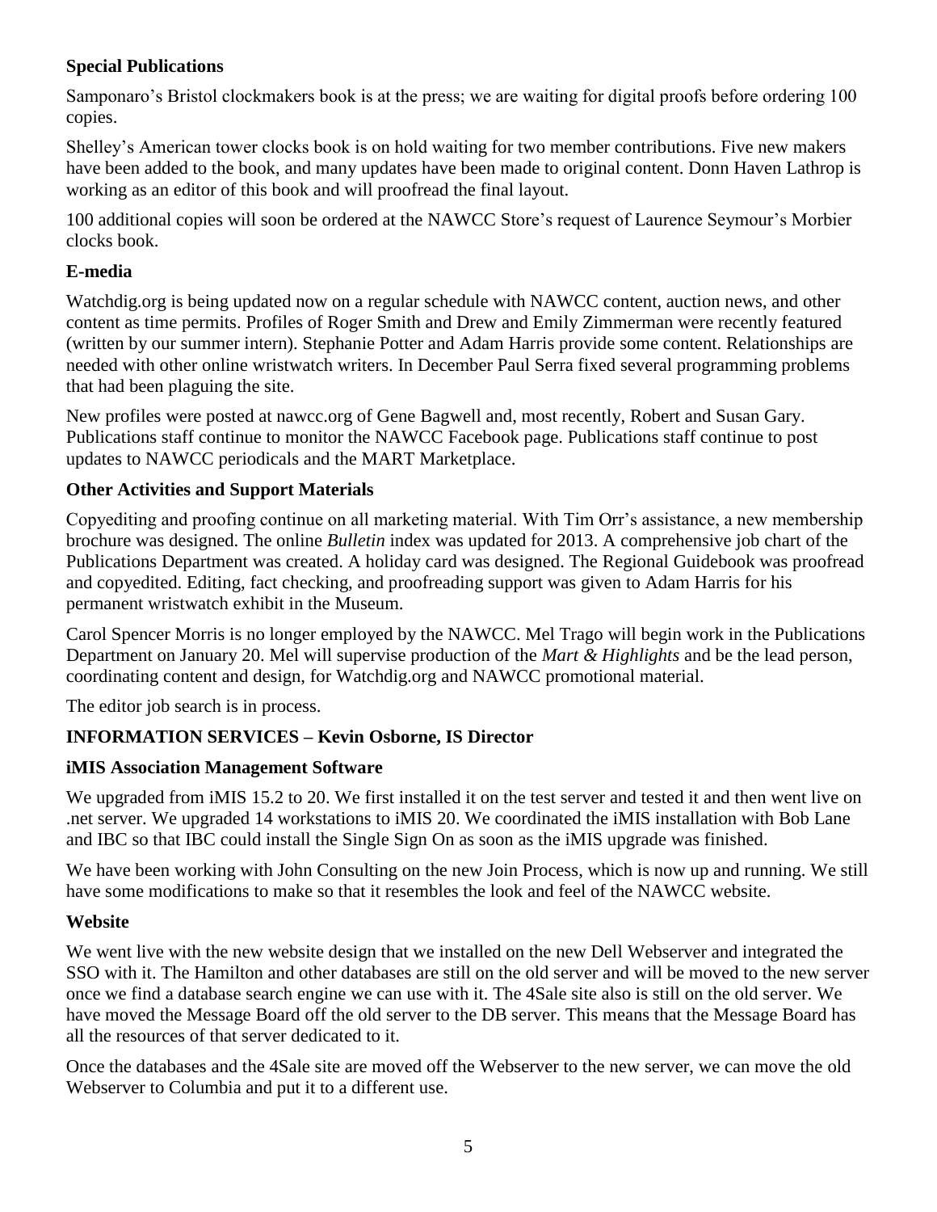### Special Publications

Samponaro's Bristol clockmakers book is at the press; we are waiting for digital proofs before ordering 100 copies.

Shelley's American tower clocks book is on hold waiting for two member contributions. Five new makers have been added to the book, and many updates have been made to original content. Donn Haven Lathrop is working as an editor of this book and will proofread the final layout.

100 additional copies will soon be ordered at the NAWCC Store's request of Laurence Seymour's Morbier clocks book.

### E-media

Watchdig.org is being updated now on a regular schedule with NAWCC content, auction news, and other content as time permits. Profiles of Roger Smith and Drew and Emily Zimmerman were recently featured (written by our summer intern). Stephanie Potter and Adam Harris provide some content. Relationships are needed with other online wristwatch writers. In December Paul Serra fixed several programming problems that had been plaguing the site.

New profiles were posted at nawcc.org of Gene Bagwell and, most recently, Robert and Susan Gary. Publications staff continue to monitor the NAWCC Facebook page. Publications staff continue to post updates to NAWCC periodicals and the MART Marketplace.

### Other Activities and Support Materials

Copyediting and proofing continue on all marketing material. With Tim Orr's assistance, a new membership brochure was designed. The online *Bulletin* index was updated for 2013. A comprehensive job chart of the Publications Department was created. A holiday card was designed. The Regional Guidebook was proofread and copyedited. Editing, fact checking, and proofreading support was given to Adam Harris for his permanent wristwatch exhibit in the Museum.

Carol Spencer Morris is no longer employed by the NAWCC. Mel Trago will begin work in the Publications Department on January 20. Mel will supervise production of the *Mart & Highlights* and be the lead person, coordinating content and design, for Watchdig.org and NAWCC promotional material.

The editor job search is in process.

## INFORMATION SERVICES – Kevin Osborne, IS Director

### iMIS Association Management Software

We upgraded from iMIS 15.2 to 20. We first installed it on the test server and tested it and then went live on .net server. We upgraded 14 workstations to iMIS 20. We coordinated the iMIS installation with Bob Lane and IBC so that IBC could install the Single Sign On as soon as the iMIS upgrade was finished.

We have been working with John Consulting on the new Join Process, which is now up and running. We still have some modifications to make so that it resembles the look and feel of the NAWCC website.

### Website

We went live with the new website design that we installed on the new Dell Webserver and integrated the SSO with it. The Hamilton and other databases are still on the old server and will be moved to the new server once we find a database search engine we can use with it. The 4Sale site also is still on the old server. We have moved the Message Board off the old server to the DB server. This means that the Message Board has all the resources of that server dedicated to it.

Once the databases and the 4Sale site are moved off the Webserver to the new server, we can move the old Webserver to Columbia and put it to a different use.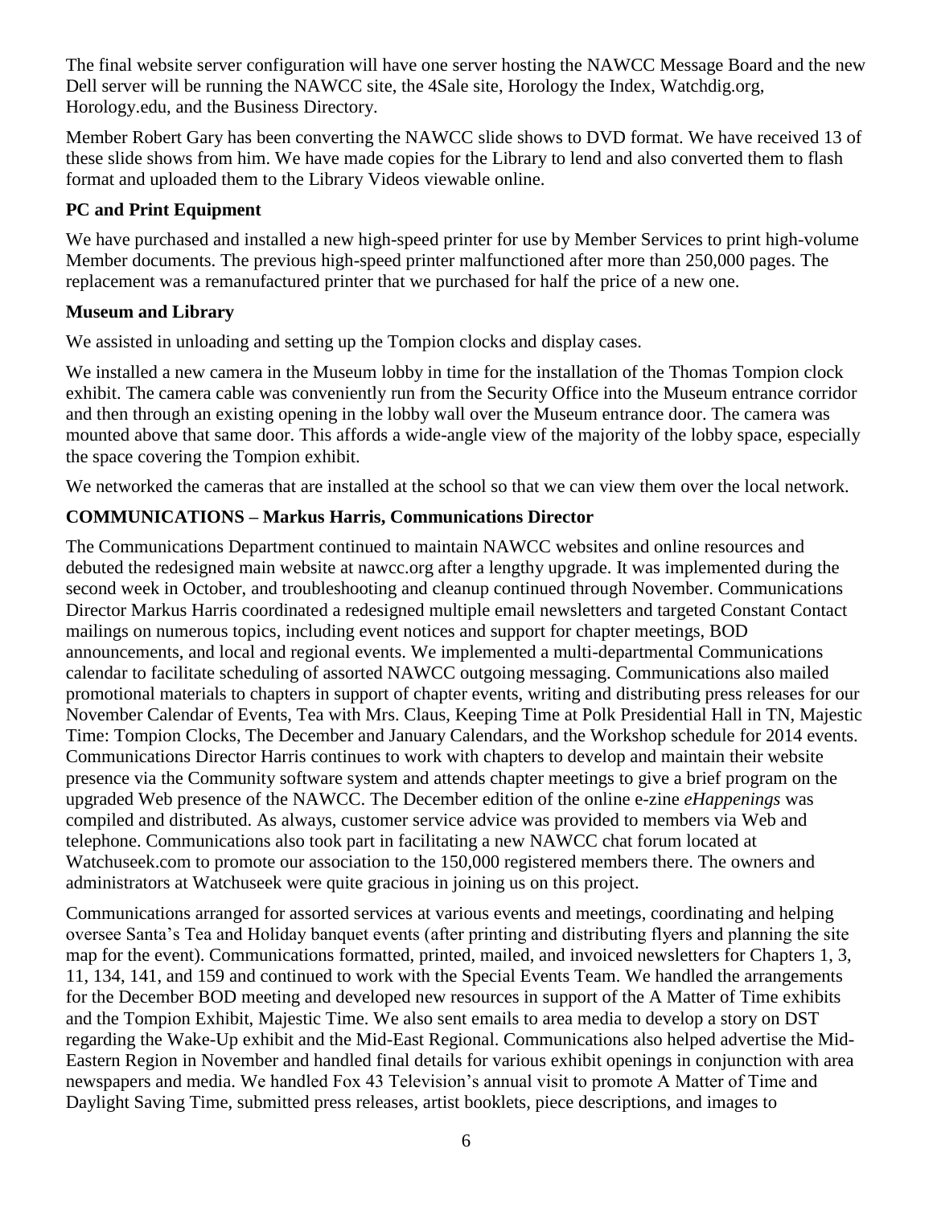The final website server configuration will have one server hosting the NAWCC Message Board and the new Dell server will be running the NAWCC site, the 4Sale site, Horology the Index, Watchdig.org, Horology.edu, and the Business Directory.

Member Robert Gary has been converting the NAWCC slide shows to DVD format. We have received 13 of these slide shows from him. We have made copies for the Library to lend and also converted them to flash format and uploaded them to the Library Videos viewable online.

**PC and Print Equipment**

We have purchased and installed a new high-speed printer for use by Member Services to print high-volume Member documents. The previous high-speed printer malfunctioned after more than 250,000 pages. The replacement was a remanufactured printer that we purchased for half the price of a new one.

**Museum and Library**

We assisted in unloading and setting up the Tompion clocks and display cases.

We installed a new camera in the Museum lobby in time for the installation of the Thomas Tompion clock exhibit. The camera cable was conveniently run from the Security Office into the Museum entrance corridor and then through an existing opening in the lobby wall over the Museum entrance door. The camera was mounted above that same door. This affords a wide-angle view of the majority of the lobby space, especially the space covering the Tompion exhibit.

We networked the cameras that are installed at the school so that we can view them over the local network.

**COMMUNICATIONS – Markus Harris, Communications Director**

The Communications Department continued to maintain NAWCC websites and online resources and debuted the redesigned main website at nawcc.org after a lengthy upgrade. It was implemented during the second week in October, and troubleshooting and cleanup continued through November. Communications Director Markus Harris coordinated a redesigned multiple email newsletters and targeted Constant Contact mailings on numerous topics, including event notices and support for chapter meetings, BOD announcements, and local and regional events. We implemented a multi-departmental Communications calendar to facilitate scheduling of assorted NAWCC outgoing messaging. Communications also mailed promotional materials to chapters in support of chapter events, writing and distributing press releases for our November Calendar of Events, Tea with Mrs. Claus, Keeping Time at Polk Presidential Hall in TN, Majestic Time: Tompion Clocks, The December and January Calendars, and the Workshop schedule for 2014 events. Communications Director Harris continues to work with chapters to develop and maintain their website presence via the Community software system and attends chapter meetings to give a brief program on the upgraded Web presence of the NAWCC. The December edition of the online e-zine *eHappenings* was compiled and distributed. As always, customer service advice was provided to members via Web and telephone. Communications also took part in facilitating a new NAWCC chat forum located at Watchuseek.com to promote our association to the 150,000 registered members there. The owners and administrators at Watchuseek were quite gracious in joining us on this project.

Communications arranged for assorted services at various events and meetings, coordinating and helping oversee Santa's Tea and Holiday banquet events (after printing and distributing flyers and planning the site map for the event). Communications formatted, printed, mailed, and invoiced newsletters for Chapters 1, 3, 11, 134, 141, and 159 and continued to work with the Special Events Team. We handled the arrangements for the December BOD meeting and developed new resources in support of the A Matter of Time exhibits and the Tompion Exhibit, Majestic Time. We also sent emails to area media to develop a story on DST regarding the Wake-Up exhibit and the Mid-East Regional. Communications also helped advertise the Mid-Eastern Region in November and handled final details for various exhibit openings in conjunction with area newspapers and media. We handled Fox 43 Television's annual visit to promote A Matter of Time and Daylight Saving Time, submitted press releases, artist booklets, piece descriptions, and images to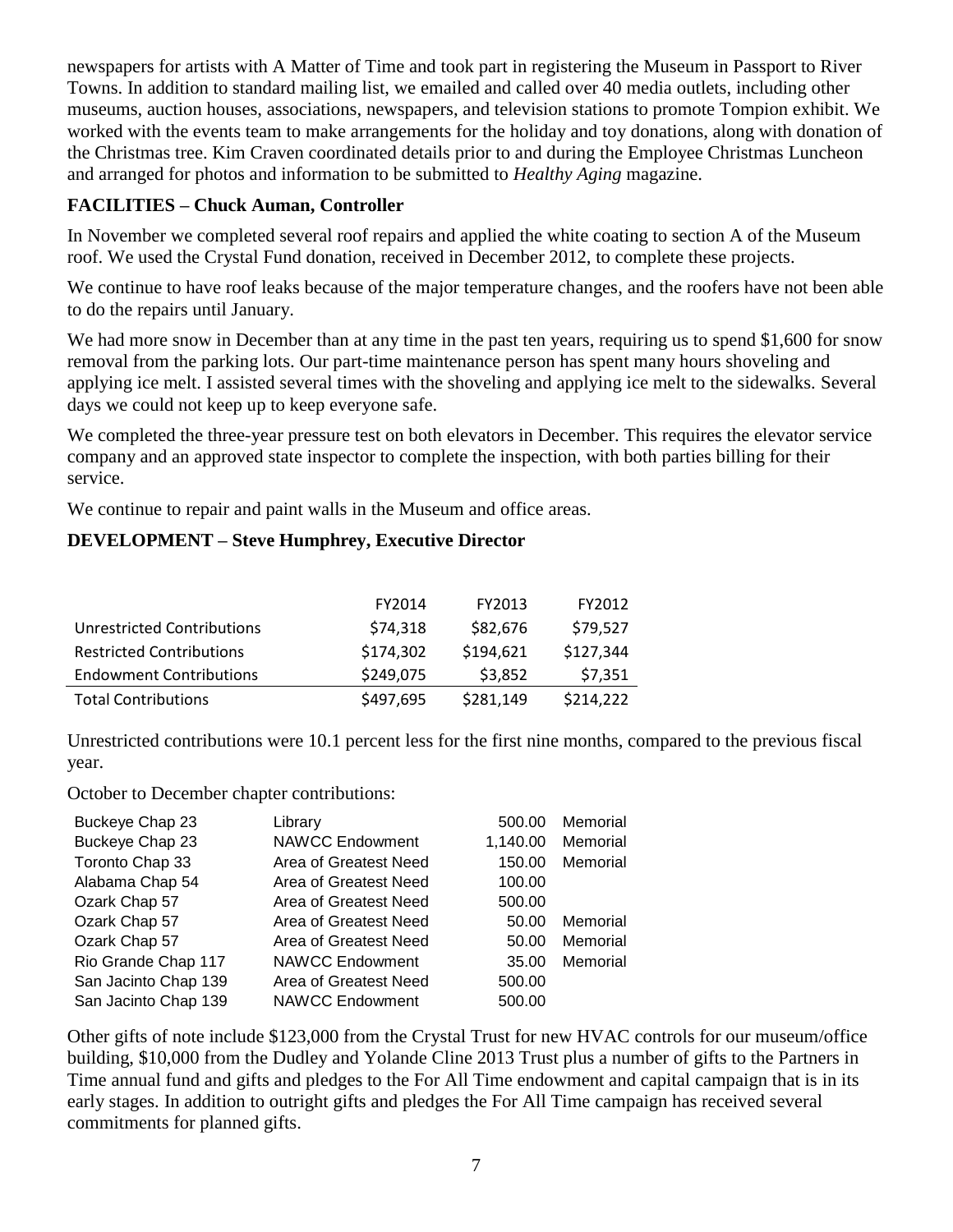newspapers for artists with A Matter of Time and took part in registering the Museum in Passport to River Towns. In addition to standard mailing list, we emailed and called over 40 media outlets, including other museums, auction houses, associations, newspapers, and television stations to promote Tompion exhibit. We worked with the events team to make arrangements for the holiday and toy donations, along with donation of the Christmas tree. Kim Craven coordinated details prior to and during the Employee Christmas Luncheon and arranged for photos and information to be submitted to *Healthy Aging* magazine.

### FACILITIES – Chuck Auman, Controller

In November we completed several roof repairs and applied the white coating to section A of the Museum roof. We used the Crystal Fund donation, received in December 2012, to complete these projects.

We continue to have roof leaks because of the major temperature changes, and the roofers have not been able to do the repairs until January.

We had more snow in December than at any time in the past ten years, requiring us to spend $1,600 for snow removal from the parking lots. Our part-time maintenance person has spent many hours shoveling and applying ice melt. I assisted several times with the shoveling and applying ice melt to the sidewalks. Several days we could not keep up to keep everyone safe.

We completed the three-year pressure test on both elevators in December. This requires the elevator service company and an approved state inspector to complete the inspection, with both parties billing for their service.

We continue to repair and paint walls in the Museum and office areas.

### DEVELOPMENT – Steve Humphrey, Executive Director

| | FY2014 | FY2013 | FY2012 |
|---|---|---|---|
| Unrestricted Contributions | $74,318 | $82,676 | $79,527 |
| Restricted Contributions | $174,302 | $194,621 | $127,344 |
| Endowment Contributions | $249,075 | $3,852 | $7,351 |
| Total Contributions | $497,695 | $281,149 | $214,222 |

Unrestricted contributions were 10.1 percent less for the first nine months, compared to the previous fiscal year.

October to December chapter contributions:

| | | | |
|---|---|---|---|
| Buckeye Chap 23 | Library | 500.00 | Memorial |
| Buckeye Chap 23 | NAWCC Endowment | 1,140.00 | Memorial |
| Toronto Chap 33 | Area of Greatest Need | 150.00 | Memorial |
| Alabama Chap 54 | Area of Greatest Need | 100.00 | |
| Ozark Chap 57 | Area of Greatest Need | 500.00 | |
| Ozark Chap 57 | Area of Greatest Need | 50.00 | Memorial |
| Ozark Chap 57 | Area of Greatest Need | 50.00 | Memorial |
| Rio Grande Chap 117 | NAWCC Endowment | 35.00 | Memorial |
| San Jacinto Chap 139 | Area of Greatest Need | 500.00 | |
| San Jacinto Chap 139 | NAWCC Endowment | 500.00 | |

Other gifts of note include $123,000 from the Crystal Trust for new HVAC controls for our museum/office building, $10,000 from the Dudley and Yolande Cline 2013 Trust plus a number of gifts to the Partners in Time annual fund and gifts and pledges to the For All Time endowment and capital campaign that is in its early stages. In addition to outright gifts and pledges the For All Time campaign has received several commitments for planned gifts.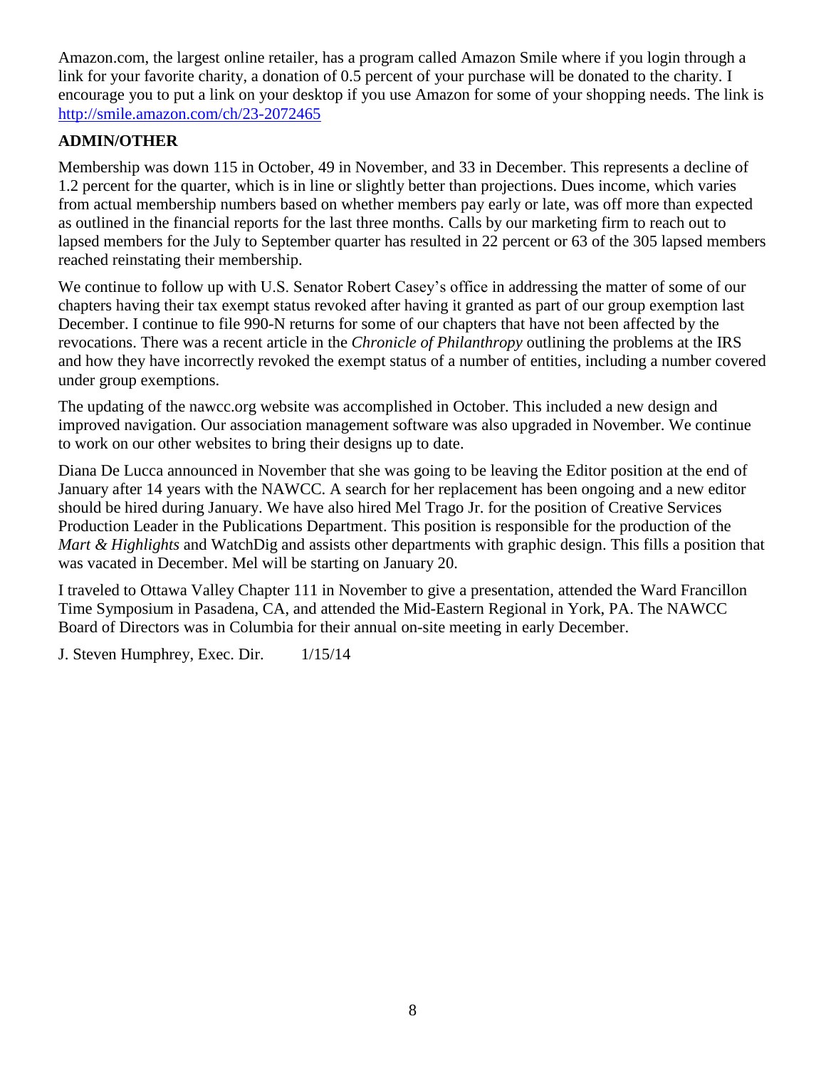Amazon.com, the largest online retailer, has a program called Amazon Smile where if you login through a link for your favorite charity, a donation of 0.5 percent of your purchase will be donated to the charity. I encourage you to put a link on your desktop if you use Amazon for some of your shopping needs. The link is http://smile.amazon.com/ch/23-2072465

**ADMIN/OTHER**

Membership was down 115 in October, 49 in November, and 33 in December. This represents a decline of 1.2 percent for the quarter, which is in line or slightly better than projections. Dues income, which varies from actual membership numbers based on whether members pay early or late, was off more than expected as outlined in the financial reports for the last three months. Calls by our marketing firm to reach out to lapsed members for the July to September quarter has resulted in 22 percent or 63 of the 305 lapsed members reached reinstating their membership.

We continue to follow up with U.S. Senator Robert Casey's office in addressing the matter of some of our chapters having their tax exempt status revoked after having it granted as part of our group exemption last December. I continue to file 990-N returns for some of our chapters that have not been affected by the revocations. There was a recent article in the *Chronicle of Philanthropy* outlining the problems at the IRS and how they have incorrectly revoked the exempt status of a number of entities, including a number covered under group exemptions.

The updating of the nawcc.org website was accomplished in October. This included a new design and improved navigation. Our association management software was also upgraded in November. We continue to work on our other websites to bring their designs up to date.

Diana De Lucca announced in November that she was going to be leaving the Editor position at the end of January after 14 years with the NAWCC. A search for her replacement has been ongoing and a new editor should be hired during January. We have also hired Mel Trago Jr. for the position of Creative Services Production Leader in the Publications Department. This position is responsible for the production of the *Mart & Highlights* and WatchDig and assists other departments with graphic design. This fills a position that was vacated in December. Mel will be starting on January 20.

I traveled to Ottawa Valley Chapter 111 in November to give a presentation, attended the Ward Francillon Time Symposium in Pasadena, CA, and attended the Mid-Eastern Regional in York, PA. The NAWCC Board of Directors was in Columbia for their annual on-site meeting in early December.

J. Steven Humphrey, Exec. Dir. 1/15/14